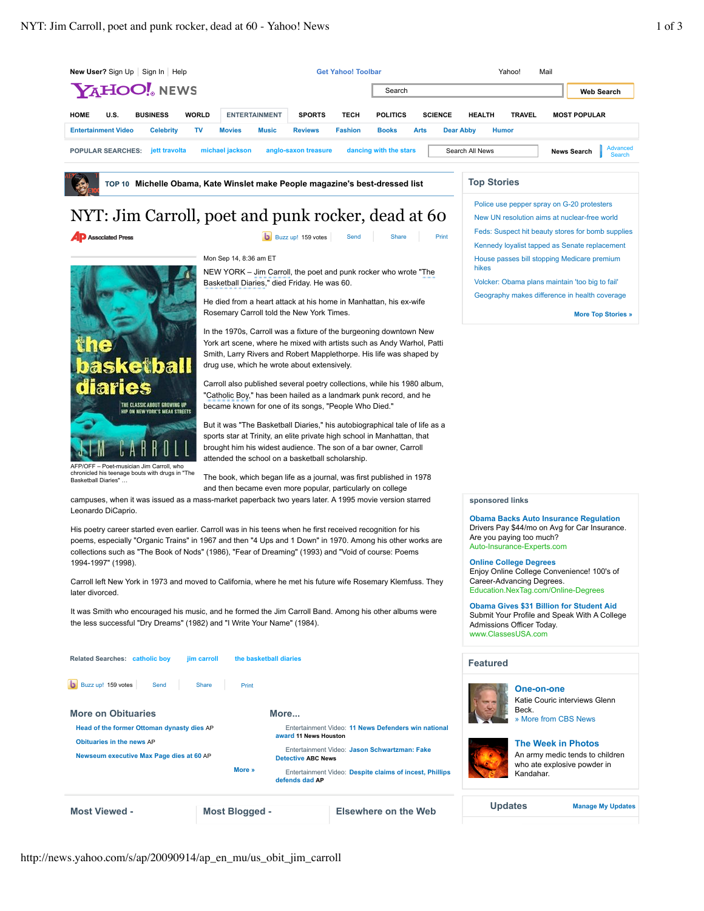New User? Sign Up | Sign In | Help

Get Yahoo! Toolbar

Yahoo! Mail

YAHOO! NEWS

Search | Web Search

HOME | U.S. | BUSINESS | WORLD | ENTERTAINMENT | SPORTS | TECH | POLITICS | SCIENCE | HEALTH | TRAVEL | MOST POPULAR

Entertainment Video | Celebrity | TV | Movies | Music | Reviews | Fashion | Books | Arts | Dear Abby | Humor

POPULAR SEARCHES: jett travolta | michael jackson | anglo-saxon treasure | dancing with the stars | Search All News | News Search | Advanced Search

TOP 10 **Michelle Obama, Kate Winslet make People magazine's best-dressed list**

# NYT: Jim Carroll, poet and punk rocker, dead at 60

Associated Press

Buzz up! 159 votes | Send | Share | Print

AFP/OFF – Poet-musician Jim Carroll, who chronicled his teenage bouts with drugs in "The Basketball Diaries" ...

Mon Sep 14, 8:36 am ET

NEW YORK – Jim Carroll, the poet and punk rocker who wrote "The Basketball Diaries," died Friday. He was 60.

He died from a heart attack at his home in Manhattan, his ex-wife Rosemary Carroll told the New York Times.

In the 1970s, Carroll was a fixture of the burgeoning downtown New York art scene, where he mixed with artists such as Andy Warhol, Patti Smith, Larry Rivers and Robert Mapplethorpe. His life was shaped by drug use, which he wrote about extensively.

Carroll also published several poetry collections, while his 1980 album, "Catholic Boy," has been hailed as a landmark punk record, and he became known for one of its songs, "People Who Died."

But it was "The Basketball Diaries," his autobiographical tale of life as a sports star at Trinity, an elite private high school in Manhattan, that brought him his widest audience. The son of a bar owner, Carroll attended the school on a basketball scholarship.

The book, which began life as a journal, was first published in 1978 and then became even more popular, particularly on college campuses, when it was issued as a mass-market paperback two years later. A 1995 movie version starred Leonardo DiCaprio.

His poetry career started even earlier. Carroll was in his teens when he first received recognition for his poems, especially "Organic Trains" in 1967 and then "4 Ups and 1 Down" in 1970. Among his other works are collections such as "The Book of Nods" (1986), "Fear of Dreaming" (1993) and "Void of course: Poems 1994-1997" (1998).

Carroll left New York in 1973 and moved to California, where he met his future wife Rosemary Klemfuss. They later divorced.

It was Smith who encouraged his music, and he formed the Jim Carroll Band. Among his other albums were the less successful "Dry Dreams" (1982) and "I Write Your Name" (1984).

Related Searches: catholic boy | jim carroll | the basketball diaries

Buzz up! 159 votes | Send | Share | Print

## More on Obituaries

- Head of the former Ottoman dynasty dies AP
- Obituaries in the news AP
- Newseum executive Max Page dies at 60 AP

More »

## More...

- Entertainment Video: 11 News Defenders win national award 11 News Houston
- Entertainment Video: Jason Schwartzman: Fake Detective ABC News
- Entertainment Video: Despite claims of incest, Phillips defends dad AP

## Top Stories

- Police use pepper spray on G-20 protesters
- New UN resolution aims at nuclear-free world
- Feds: Suspect hit beauty stores for bomb supplies
- Kennedy loyalist tapped as Senate replacement
- House passes bill stopping Medicare premium hikes
- Volcker: Obama plans maintain 'too big to fail'
- Geography makes difference in health coverage

More Top Stories »

sponsored links

**Obama Backs Auto Insurance Regulation**
Drivers Pay $44/mo on Avg for Car Insurance. Are you paying too much?
Auto-Insurance-Experts.com

**Online College Degrees**
Enjoy Online College Convenience! 100's of Career-Advancing Degrees.
Education.NexTag.com/Online-Degrees

**Obama Gives $31 Billion for Student Aid**
Submit Your Profile and Speak With A College Admissions Officer Today.
www.ClassesUSA.com

## Featured

**One-on-one**
Katie Couric interviews Glenn Beck.
» More from CBS News

**The Week in Photos**
An army medic tends to children who ate explosive powder in Kandahar.

Most Viewed - | Most Blogged - | Elsewhere on the Web

Updates | Manage My Updates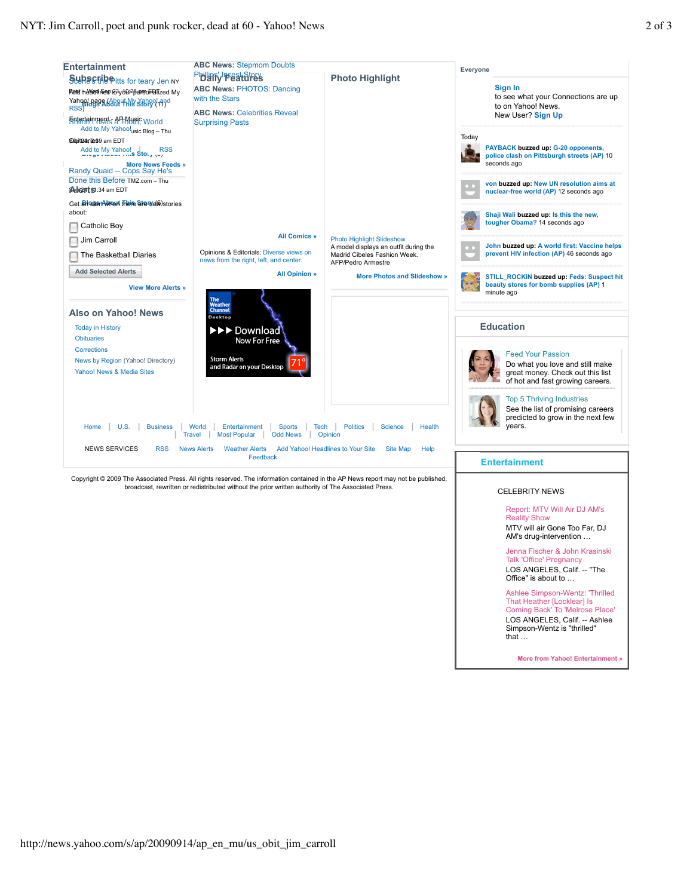## Entertainment

Scenes the Pitts for teary Jen NY Post – Wed Sep 23, 10:28 pm EDT

Blogs About This Story (11)

Entertainment - AP Music World

Randy Quaid -- Cops Say He's Done this Before TMZ.com – Thu Sep 24, 1:34 am EDT

Blogs About This Story (6)

More News Feeds »

## Subscribe

Add headlines to your personalized My Yahoo! page (About My Yahoo! and RSS)

Add to My Yahoo! | RSS

## Alerts

Get an alert when there are new stories about:

- Catholic Boy
- Jim Carroll
- The Basketball Diaries

Add Selected Alerts

View More Alerts »

## Also on Yahoo! News

- Today in History
- Obituaries
- Corrections
- News by Region (Yahoo! Directory)
- Yahoo! News & Media Sites

ABC News: Stepmom Doubts Phillips' Incest Story

## Daily Features

ABC News: PHOTOS: Dancing with the Stars

ABC News: Celebrities Reveal Surprising Pasts

All Comics »

Opinions & Editorials: Diverse views on news from the right, left, and center.

All Opinion »

The Weather Channel Desktop — Download Now For Free — Storm Alerts and Radar on your Desktop 71°

## Photo Highlight

Photo Highlight Slideshow

A model displays an outfit during the Madrid Cibeles Fashion Week. AFP/Pedro Armestre

More Photos and Slideshow »

Home | U.S. | Business | World | Entertainment | Sports | Tech | Politics | Science | Health | Travel | Most Popular | Odd News | Opinion

NEWS SERVICES RSS News Alerts Weather Alerts Add Yahoo! Headlines to Your Site Site Map Help Feedback

Copyright © 2009 The Associated Press. All rights reserved. The information contained in the AP News report may not be published, broadcast, rewritten or redistributed without the prior written authority of The Associated Press.

Everyone

Sign In to see what your Connections are up to on Yahoo! News. New User? Sign Up

Today

**PAYBACK buzzed up:** G-20 opponents, police clash on Pittsburgh streets (AP) 10 seconds ago

**von buzzed up:** New UN resolution aims at nuclear-free world (AP) 12 seconds ago

**Shaji Wali buzzed up:** Is this the new, tougher Obama? 14 seconds ago

**John buzzed up:** A world first: Vaccine helps prevent HIV infection (AP) 46 seconds ago

**STILL_ROCKIN buzzed up:** Feds: Suspect hit beauty stores for bomb supplies (AP) 1 minute ago

## Education

Feed Your Passion

Do what you love and still make great money. Check out this list of hot and fast growing careers.

Top 5 Thriving Industries

See the list of promising careers predicted to grow in the next few years.

## Entertainment

CELEBRITY NEWS

Report: MTV Will Air DJ AM's Reality Show

MTV will air Gone Too Far, DJ AM's drug-intervention …

Jenna Fischer & John Krasinski Talk 'Office' Pregnancy

LOS ANGELES, Calif. -- "The Office" is about to …

Ashlee Simpson-Wentz: 'Thrilled That Heather [Locklear] Is Coming Back' To 'Melrose Place'

LOS ANGELES, Calif. -- Ashlee Simpson-Wentz is "thrilled" that …

More from Yahoo! Entertainment »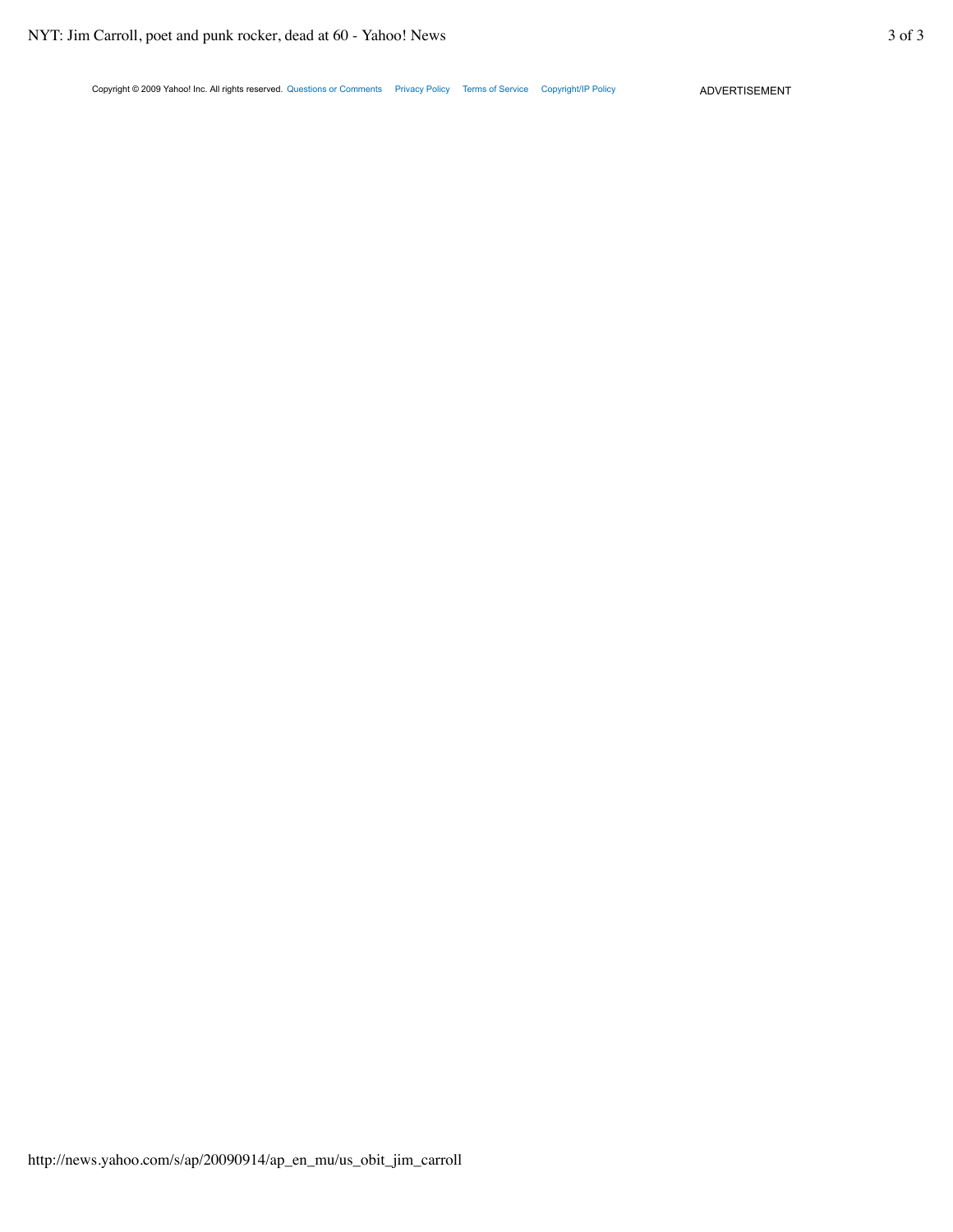Copyright © 2009 Yahoo! Inc. All rights reserved. Questions or Comments Privacy Policy Terms of Service Copyright/IP Policy

ADVERTISEMENT